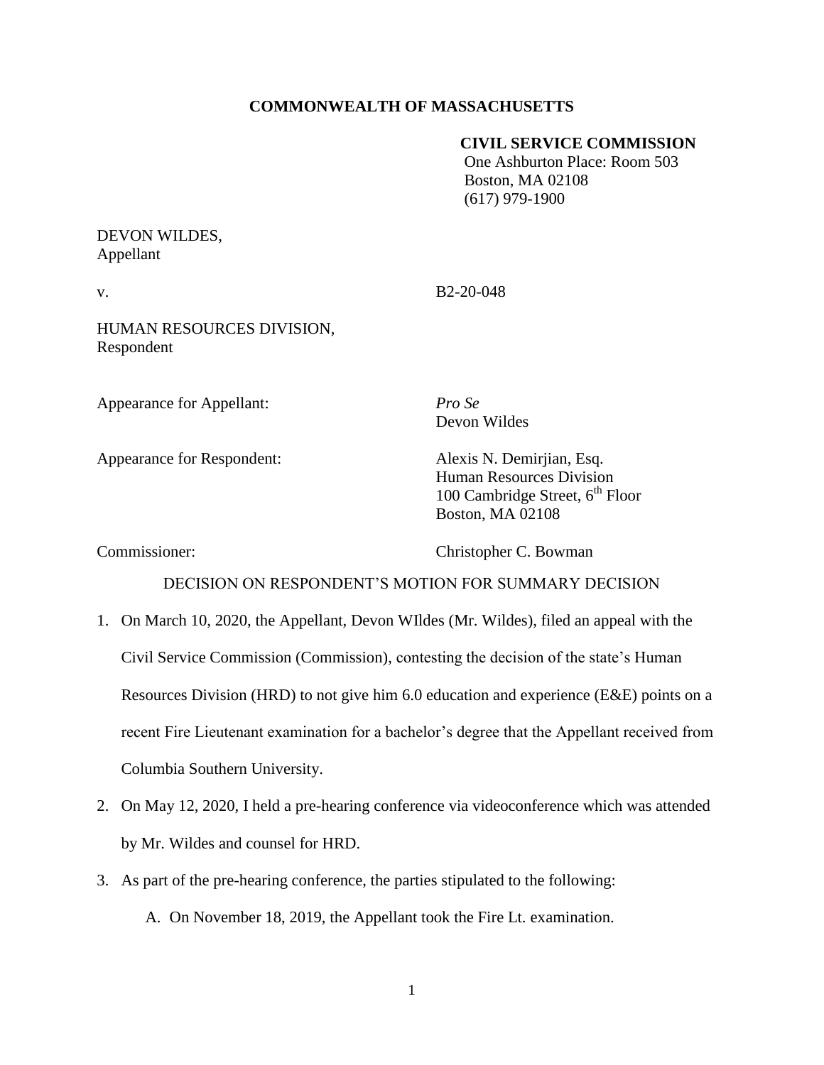**COMMONWEALTH OF MASSACHUSETTS**

**CIVIL SERVICE COMMISSION**
One Ashburton Place: Room 503
Boston, MA 02108
(617) 979-1900

DEVON WILDES,
Appellant

v. B2-20-048

HUMAN RESOURCES DIVISION,
Respondent

Appearance for Appellant: *Pro Se*
Devon Wildes

Appearance for Respondent: Alexis N. Demirjian, Esq.
Human Resources Division
100 Cambridge Street, 6th Floor
Boston, MA 02108

Commissioner: Christopher C. Bowman

DECISION ON RESPONDENT'S MOTION FOR SUMMARY DECISION

1. On March 10, 2020, the Appellant, Devon WIldes (Mr. Wildes), filed an appeal with the Civil Service Commission (Commission), contesting the decision of the state's Human Resources Division (HRD) to not give him 6.0 education and experience (E&E) points on a recent Fire Lieutenant examination for a bachelor's degree that the Appellant received from Columbia Southern University.
2. On May 12, 2020, I held a pre-hearing conference via videoconference which was attended by Mr. Wildes and counsel for HRD.
3. As part of the pre-hearing conference, the parties stipulated to the following:
   A. On November 18, 2019, the Appellant took the Fire Lt. examination.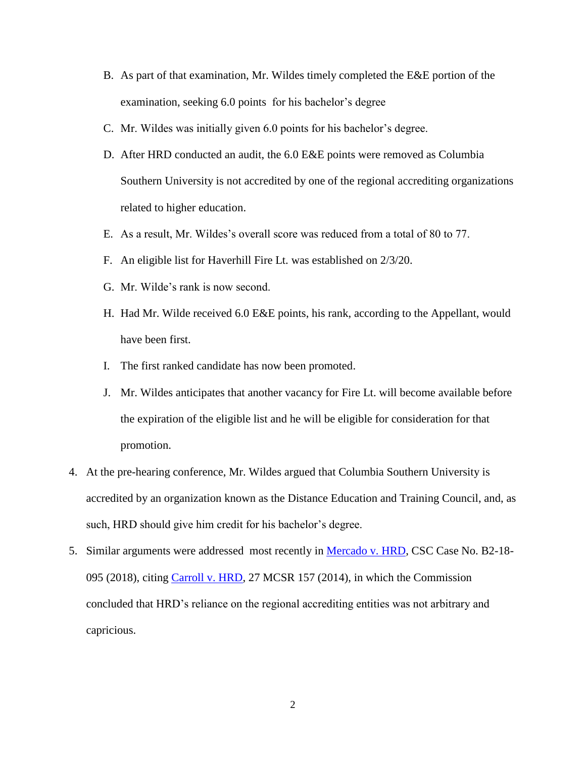B. As part of that examination, Mr. Wildes timely completed the E&E portion of the examination, seeking 6.0 points for his bachelor's degree

C. Mr. Wildes was initially given 6.0 points for his bachelor's degree.

D. After HRD conducted an audit, the 6.0 E&E points were removed as Columbia Southern University is not accredited by one of the regional accrediting organizations related to higher education.

E. As a result, Mr. Wildes's overall score was reduced from a total of 80 to 77.

F. An eligible list for Haverhill Fire Lt. was established on 2/3/20.

G. Mr. Wilde's rank is now second.

H. Had Mr. Wilde received 6.0 E&E points, his rank, according to the Appellant, would have been first.

I. The first ranked candidate has now been promoted.

J. Mr. Wildes anticipates that another vacancy for Fire Lt. will become available before the expiration of the eligible list and he will be eligible for consideration for that promotion.

4. At the pre-hearing conference, Mr. Wildes argued that Columbia Southern University is accredited by an organization known as the Distance Education and Training Council, and, as such, HRD should give him credit for his bachelor's degree.

5. Similar arguments were addressed most recently in Mercado v. HRD, CSC Case No. B2-18-095 (2018), citing Carroll v. HRD, 27 MCSR 157 (2014), in which the Commission concluded that HRD's reliance on the regional accrediting entities was not arbitrary and capricious.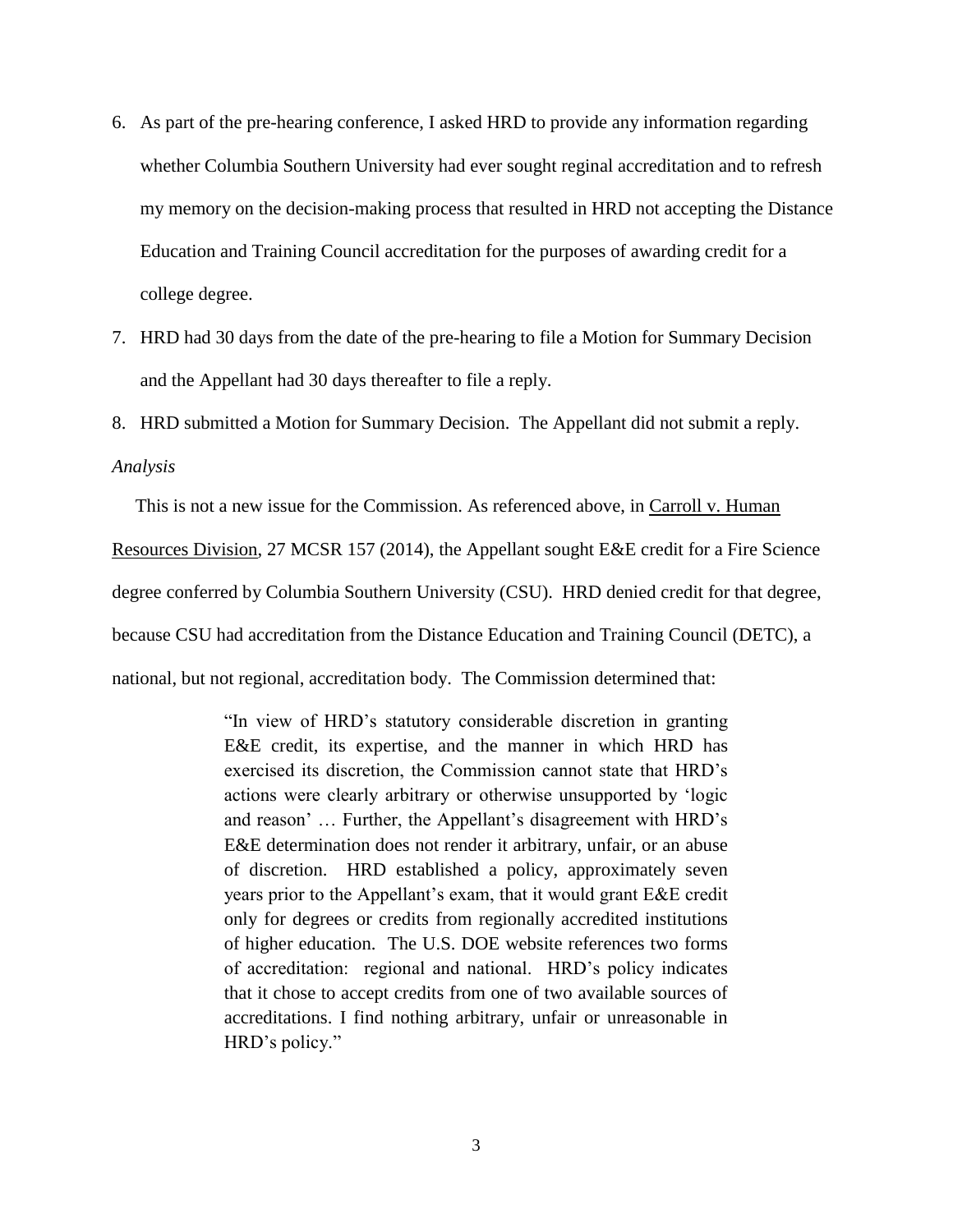6. As part of the pre-hearing conference, I asked HRD to provide any information regarding whether Columbia Southern University had ever sought reginal accreditation and to refresh my memory on the decision-making process that resulted in HRD not accepting the Distance Education and Training Council accreditation for the purposes of awarding credit for a college degree.

7. HRD had 30 days from the date of the pre-hearing to file a Motion for Summary Decision and the Appellant had 30 days thereafter to file a reply.

8. HRD submitted a Motion for Summary Decision. The Appellant did not submit a reply.

*Analysis*

This is not a new issue for the Commission. As referenced above, in Carroll v. Human Resources Division, 27 MCSR 157 (2014), the Appellant sought E&E credit for a Fire Science degree conferred by Columbia Southern University (CSU). HRD denied credit for that degree, because CSU had accreditation from the Distance Education and Training Council (DETC), a national, but not regional, accreditation body. The Commission determined that:

> "In view of HRD's statutory considerable discretion in granting E&E credit, its expertise, and the manner in which HRD has exercised its discretion, the Commission cannot state that HRD's actions were clearly arbitrary or otherwise unsupported by 'logic and reason' … Further, the Appellant's disagreement with HRD's E&E determination does not render it arbitrary, unfair, or an abuse of discretion. HRD established a policy, approximately seven years prior to the Appellant's exam, that it would grant E&E credit only for degrees or credits from regionally accredited institutions of higher education. The U.S. DOE website references two forms of accreditation: regional and national. HRD's policy indicates that it chose to accept credits from one of two available sources of accreditations. I find nothing arbitrary, unfair or unreasonable in HRD's policy."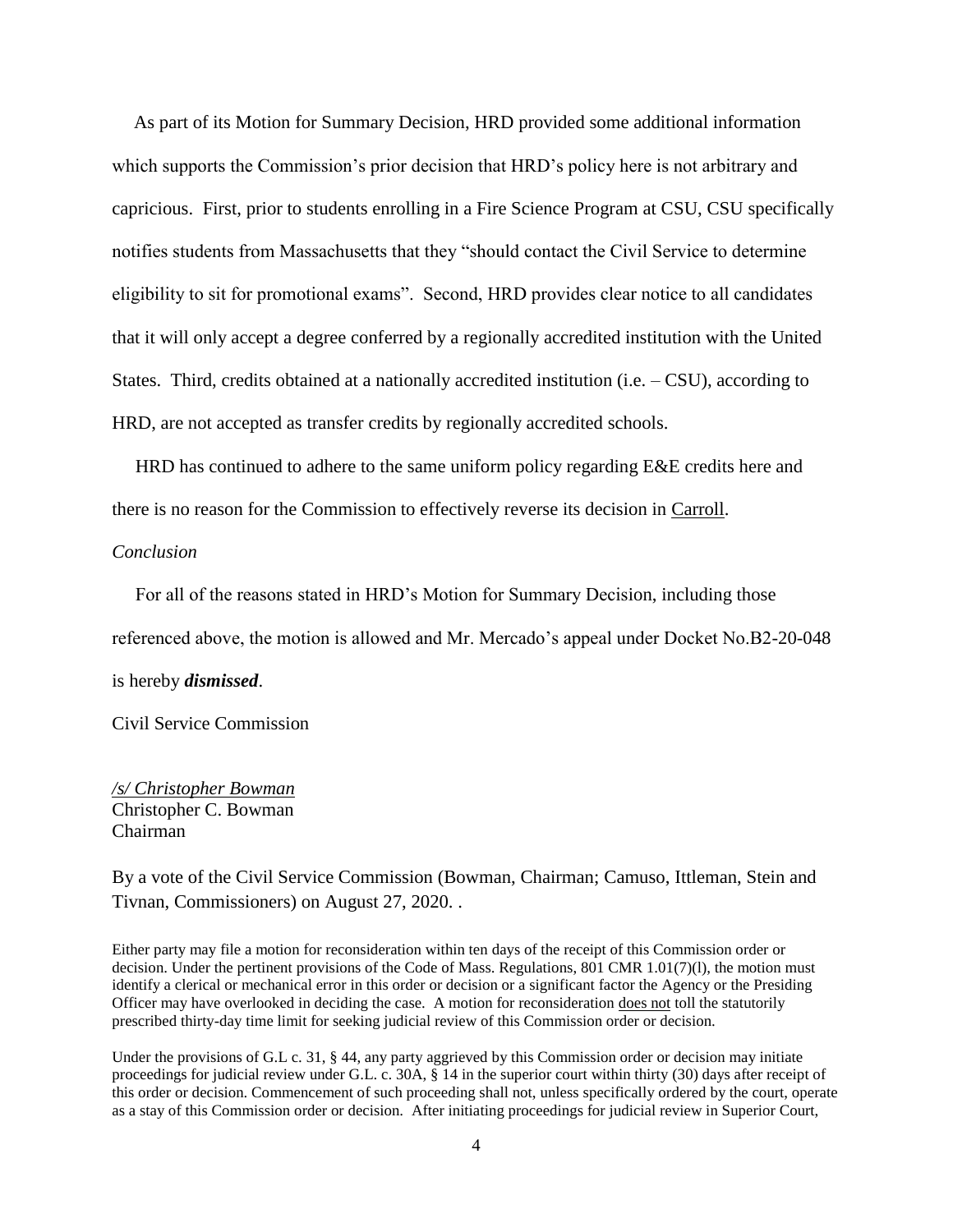As part of its Motion for Summary Decision, HRD provided some additional information which supports the Commission's prior decision that HRD's policy here is not arbitrary and capricious. First, prior to students enrolling in a Fire Science Program at CSU, CSU specifically notifies students from Massachusetts that they "should contact the Civil Service to determine eligibility to sit for promotional exams". Second, HRD provides clear notice to all candidates that it will only accept a degree conferred by a regionally accredited institution with the United States. Third, credits obtained at a nationally accredited institution (i.e. – CSU), according to HRD, are not accepted as transfer credits by regionally accredited schools.

HRD has continued to adhere to the same uniform policy regarding E&E credits here and there is no reason for the Commission to effectively reverse its decision in Carroll.

*Conclusion*

For all of the reasons stated in HRD's Motion for Summary Decision, including those referenced above, the motion is allowed and Mr. Mercado's appeal under Docket No.B2-20-048 is hereby ***dismissed***.

Civil Service Commission

*/s/ Christopher Bowman*
Christopher C. Bowman
Chairman

By a vote of the Civil Service Commission (Bowman, Chairman; Camuso, Ittleman, Stein and Tivnan, Commissioners) on August 27, 2020. .

Either party may file a motion for reconsideration within ten days of the receipt of this Commission order or decision. Under the pertinent provisions of the Code of Mass. Regulations, 801 CMR 1.01(7)(l), the motion must identify a clerical or mechanical error in this order or decision or a significant factor the Agency or the Presiding Officer may have overlooked in deciding the case. A motion for reconsideration does not toll the statutorily prescribed thirty-day time limit for seeking judicial review of this Commission order or decision.

Under the provisions of G.L c. 31, § 44, any party aggrieved by this Commission order or decision may initiate proceedings for judicial review under G.L. c. 30A, § 14 in the superior court within thirty (30) days after receipt of this order or decision. Commencement of such proceeding shall not, unless specifically ordered by the court, operate as a stay of this Commission order or decision. After initiating proceedings for judicial review in Superior Court,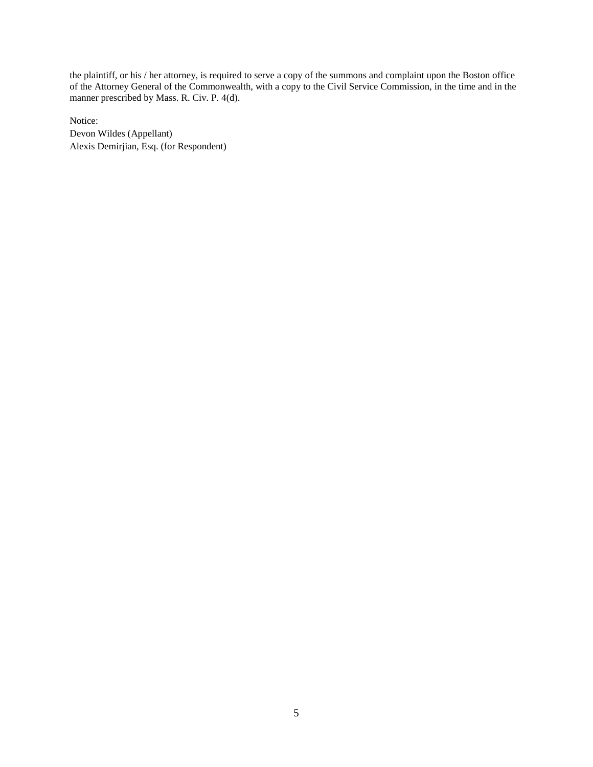the plaintiff, or his / her attorney, is required to serve a copy of the summons and complaint upon the Boston office of the Attorney General of the Commonwealth, with a copy to the Civil Service Commission, in the time and in the manner prescribed by Mass. R. Civ. P. 4(d).

Notice:
Devon Wildes (Appellant)
Alexis Demirjian, Esq. (for Respondent)